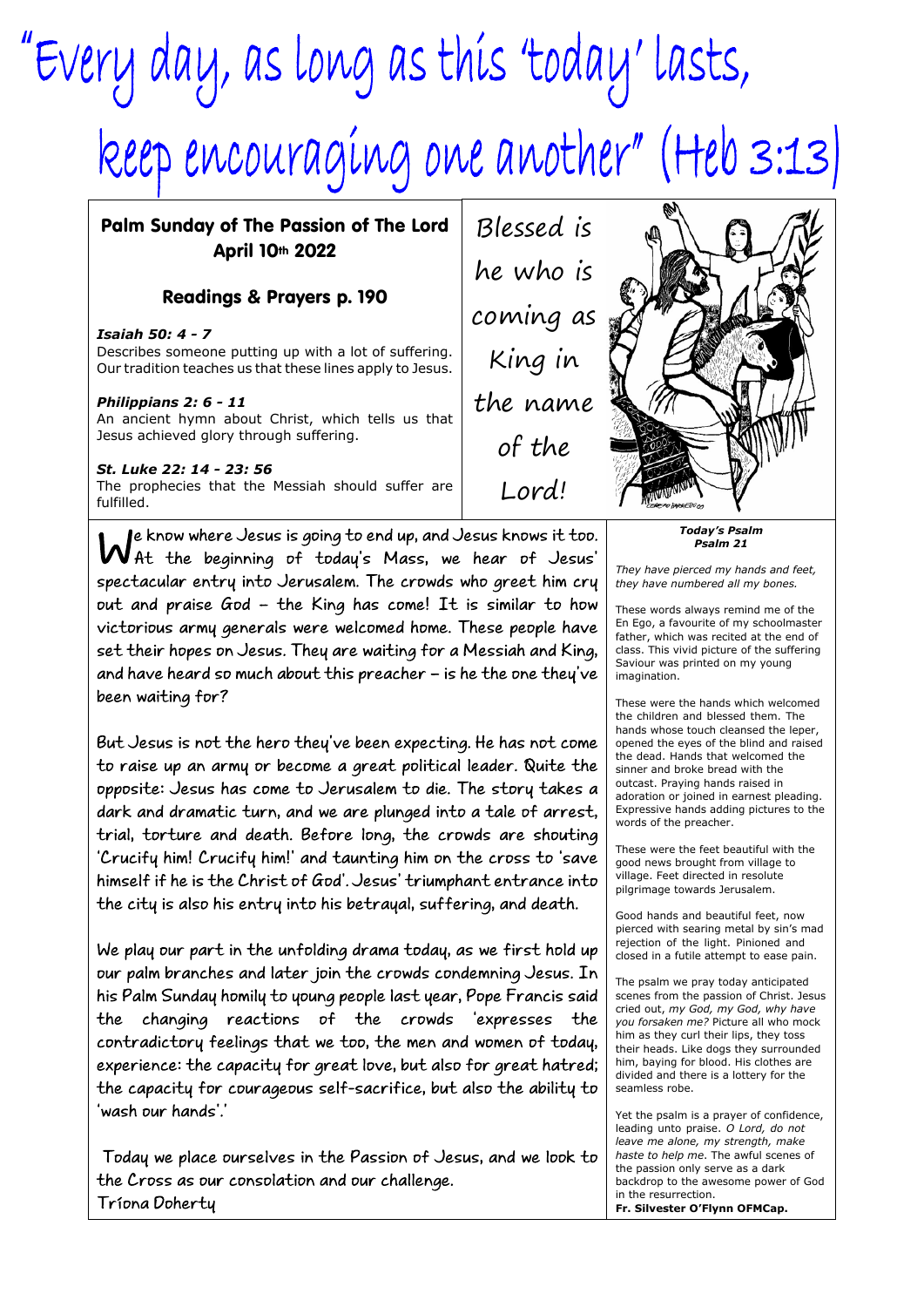# "Every day, as long as this 'today' lasts, keep encouraging one another" (Heb 3:13)

## Palm Sunday of The Passion of The Lord
## April 10th 2022

### Readings & Prayers p. 190

***Isaiah 50: 4 - 7***
Describes someone putting up with a lot of suffering. Our tradition teaches us that these lines apply to Jesus.

***Philippians 2: 6 - 11***
An ancient hymn about Christ, which tells us that Jesus achieved glory through suffering.

***St. Luke 22: 14 - 23: 56***
The prophecies that the Messiah should suffer are fulfilled.

Blessed is he who is coming as King in the name of the Lord!

We know where Jesus is going to end up, and Jesus knows it too. At the beginning of today's Mass, we hear of Jesus' spectacular entry into Jerusalem. The crowds who greet him cry out and praise God – the King has come! It is similar to how victorious army generals were welcomed home. These people have set their hopes on Jesus. They are waiting for a Messiah and King, and have heard so much about this preacher – is he the one they've been waiting for?

But Jesus is not the hero they've been expecting. He has not come to raise up an army or become a great political leader. Quite the opposite: Jesus has come to Jerusalem to die. The story takes a dark and dramatic turn, and we are plunged into a tale of arrest, trial, torture and death. Before long, the crowds are shouting 'Crucify him! Crucify him!' and taunting him on the cross to 'save himself if he is the Christ of God'. Jesus' triumphant entrance into the city is also his entry into his betrayal, suffering, and death.

We play our part in the unfolding drama today, as we first hold up our palm branches and later join the crowds condemning Jesus. In his Palm Sunday homily to young people last year, Pope Francis said the changing reactions of the crowds 'expresses the contradictory feelings that we too, the men and women of today, experience: the capacity for great love, but also for great hatred; the capacity for courageous self-sacrifice, but also the ability to 'wash our hands'.'

Today we place ourselves in the Passion of Jesus, and we look to the Cross as our consolation and our challenge.
Tríona Doherty

***Today's Psalm***
***Psalm 21***

*They have pierced my hands and feet, they have numbered all my bones.*

These words always remind me of the En Ego, a favourite of my schoolmaster father, which was recited at the end of class. This vivid picture of the suffering Saviour was printed on my young imagination.

These were the hands which welcomed the children and blessed them. The hands whose touch cleansed the leper, opened the eyes of the blind and raised the dead. Hands that welcomed the sinner and broke bread with the outcast. Praying hands raised in adoration or joined in earnest pleading. Expressive hands adding pictures to the words of the preacher.

These were the feet beautiful with the good news brought from village to village. Feet directed in resolute pilgrimage towards Jerusalem.

Good hands and beautiful feet, now pierced with searing metal by sin's mad rejection of the light. Pinioned and closed in a futile attempt to ease pain.

The psalm we pray today anticipated scenes from the passion of Christ. Jesus cried out, *my God, my God, why have you forsaken me?* Picture all who mock him as they curl their lips, they toss their heads. Like dogs they surrounded him, baying for blood. His clothes are divided and there is a lottery for the seamless robe.

Yet the psalm is a prayer of confidence, leading unto praise. *O Lord, do not leave me alone, my strength, make haste to help me*. The awful scenes of the passion only serve as a dark backdrop to the awesome power of God in the resurrection.
**Fr. Silvester O'Flynn OFMCap.**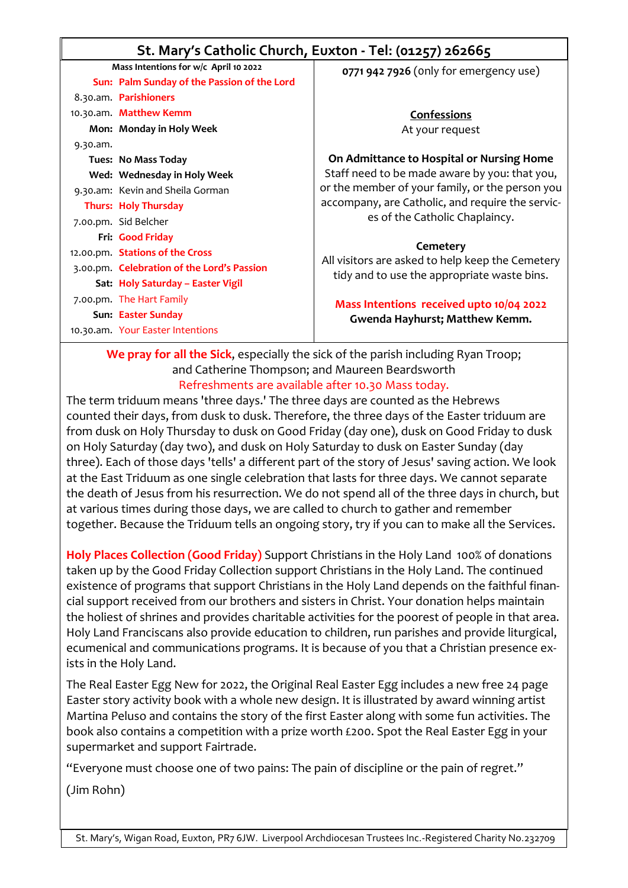# St. Mary's Catholic Church, Euxton - Tel: (01257) 262665

**Mass Intentions for w/c April 10 2022**

| | |
|---|---|
| **Sun:** | **Palm Sunday of the Passion of the Lord** |
| 8.30.am. | **Parishioners** |
| 10.30.am. | **Matthew Kemm** |
| **Mon:** | **Monday in Holy Week** |
| 9.30.am. | |
| **Tues:** | **No Mass Today** |
| **Wed:** | **Wednesday in Holy Week** |
| 9.30.am: | Kevin and Sheila Gorman |
| **Thurs:** | **Holy Thursday** |
| 7.00.pm. | Sid Belcher |
| **Fri:** | **Good Friday** |
| 12.00.pm. | **Stations of the Cross** |
| 3.00.pm. | **Celebration of the Lord's Passion** |
| **Sat:** | **Holy Saturday – Easter Vigil** |
| 7.00.pm. | The Hart Family |
| **Sun:** | **Easter Sunday** |
| 10.30.am. | Your Easter Intentions |

**0771 942 7926** (only for emergency use)

**Confessions**
At your request

**On Admittance to Hospital or Nursing Home**
Staff need to be made aware by you: that you, or the member of your family, or the person you accompany, are Catholic, and require the services of the Catholic Chaplaincy.

**Cemetery**
All visitors are asked to help keep the Cemetery tidy and to use the appropriate waste bins.

**Mass Intentions received upto 10/04 2022**
**Gwenda Hayhurst; Matthew Kemm.**

**We pray for all the Sick**, especially the sick of the parish including Ryan Troop; and Catherine Thompson; and Maureen Beardsworth

Refreshments are available after 10.30 Mass today.

The term triduum means 'three days.' The three days are counted as the Hebrews counted their days, from dusk to dusk. Therefore, the three days of the Easter triduum are from dusk on Holy Thursday to dusk on Good Friday (day one), dusk on Good Friday to dusk on Holy Saturday (day two), and dusk on Holy Saturday to dusk on Easter Sunday (day three). Each of those days 'tells' a different part of the story of Jesus' saving action. We look at the East Triduum as one single celebration that lasts for three days. We cannot separate the death of Jesus from his resurrection. We do not spend all of the three days in church, but at various times during those days, we are called to church to gather and remember together. Because the Triduum tells an ongoing story, try if you can to make all the Services.

**Holy Places Collection (Good Friday)** Support Christians in the Holy Land 100% of donations taken up by the Good Friday Collection support Christians in the Holy Land. The continued existence of programs that support Christians in the Holy Land depends on the faithful financial support received from our brothers and sisters in Christ. Your donation helps maintain the holiest of shrines and provides charitable activities for the poorest of people in that area. Holy Land Franciscans also provide education to children, run parishes and provide liturgical, ecumenical and communications programs. It is because of you that a Christian presence exists in the Holy Land.

The Real Easter Egg New for 2022, the Original Real Easter Egg includes a new free 24 page Easter story activity book with a whole new design. It is illustrated by award winning artist Martina Peluso and contains the story of the first Easter along with some fun activities. The book also contains a competition with a prize worth £200. Spot the Real Easter Egg in your supermarket and support Fairtrade.

"Everyone must choose one of two pains: The pain of discipline or the pain of regret."

(Jim Rohn)

St. Mary's, Wigan Road, Euxton, PR7 6JW. Liverpool Archdiocesan Trustees Inc.-Registered Charity No.232709